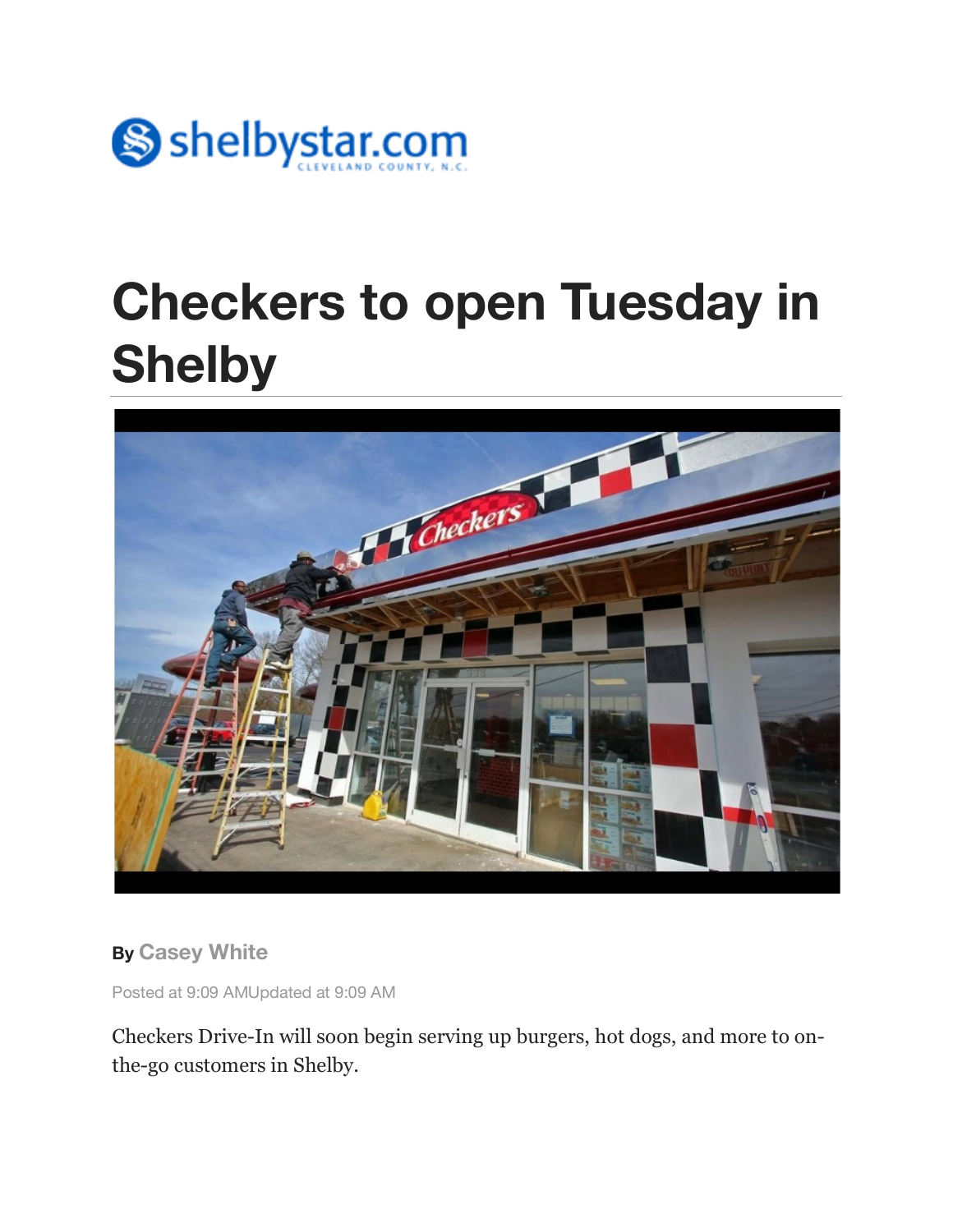shelbystar.com
CLEVELAND COUNTY, N.C.

# Checkers to open Tuesday in Shelby

By **Casey White**

Posted at 9:09 AMUpdated at 9:09 AM

Checkers Drive-In will soon begin serving up burgers, hot dogs, and more to on-the-go customers in Shelby.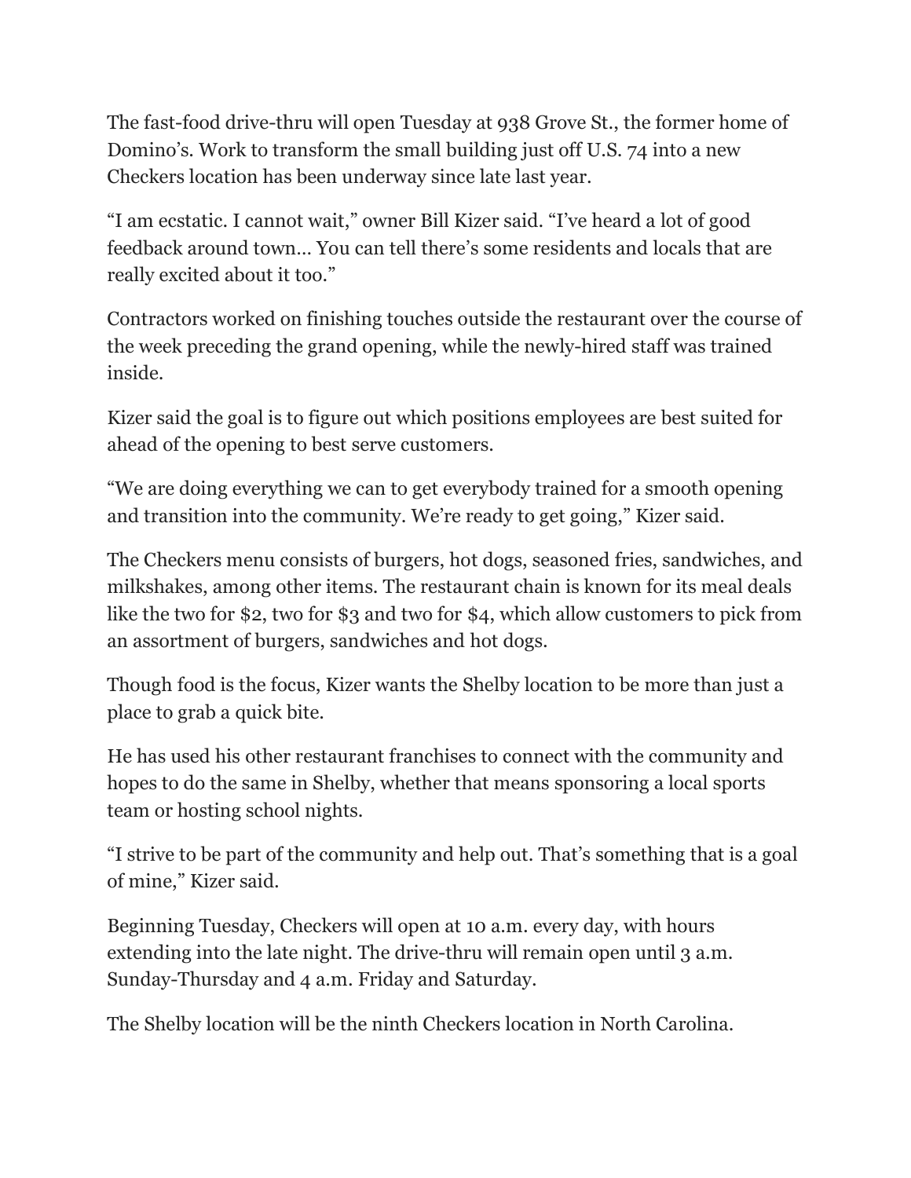The fast-food drive-thru will open Tuesday at 938 Grove St., the former home of Domino's. Work to transform the small building just off U.S. 74 into a new Checkers location has been underway since late last year.

"I am ecstatic. I cannot wait," owner Bill Kizer said. "I've heard a lot of good feedback around town… You can tell there's some residents and locals that are really excited about it too."

Contractors worked on finishing touches outside the restaurant over the course of the week preceding the grand opening, while the newly-hired staff was trained inside.

Kizer said the goal is to figure out which positions employees are best suited for ahead of the opening to best serve customers.

"We are doing everything we can to get everybody trained for a smooth opening and transition into the community. We're ready to get going," Kizer said.

The Checkers menu consists of burgers, hot dogs, seasoned fries, sandwiches, and milkshakes, among other items. The restaurant chain is known for its meal deals like the two for $2, two for $3 and two for $4, which allow customers to pick from an assortment of burgers, sandwiches and hot dogs.

Though food is the focus, Kizer wants the Shelby location to be more than just a place to grab a quick bite.

He has used his other restaurant franchises to connect with the community and hopes to do the same in Shelby, whether that means sponsoring a local sports team or hosting school nights.

"I strive to be part of the community and help out. That's something that is a goal of mine," Kizer said.

Beginning Tuesday, Checkers will open at 10 a.m. every day, with hours extending into the late night. The drive-thru will remain open until 3 a.m. Sunday-Thursday and 4 a.m. Friday and Saturday.

The Shelby location will be the ninth Checkers location in North Carolina.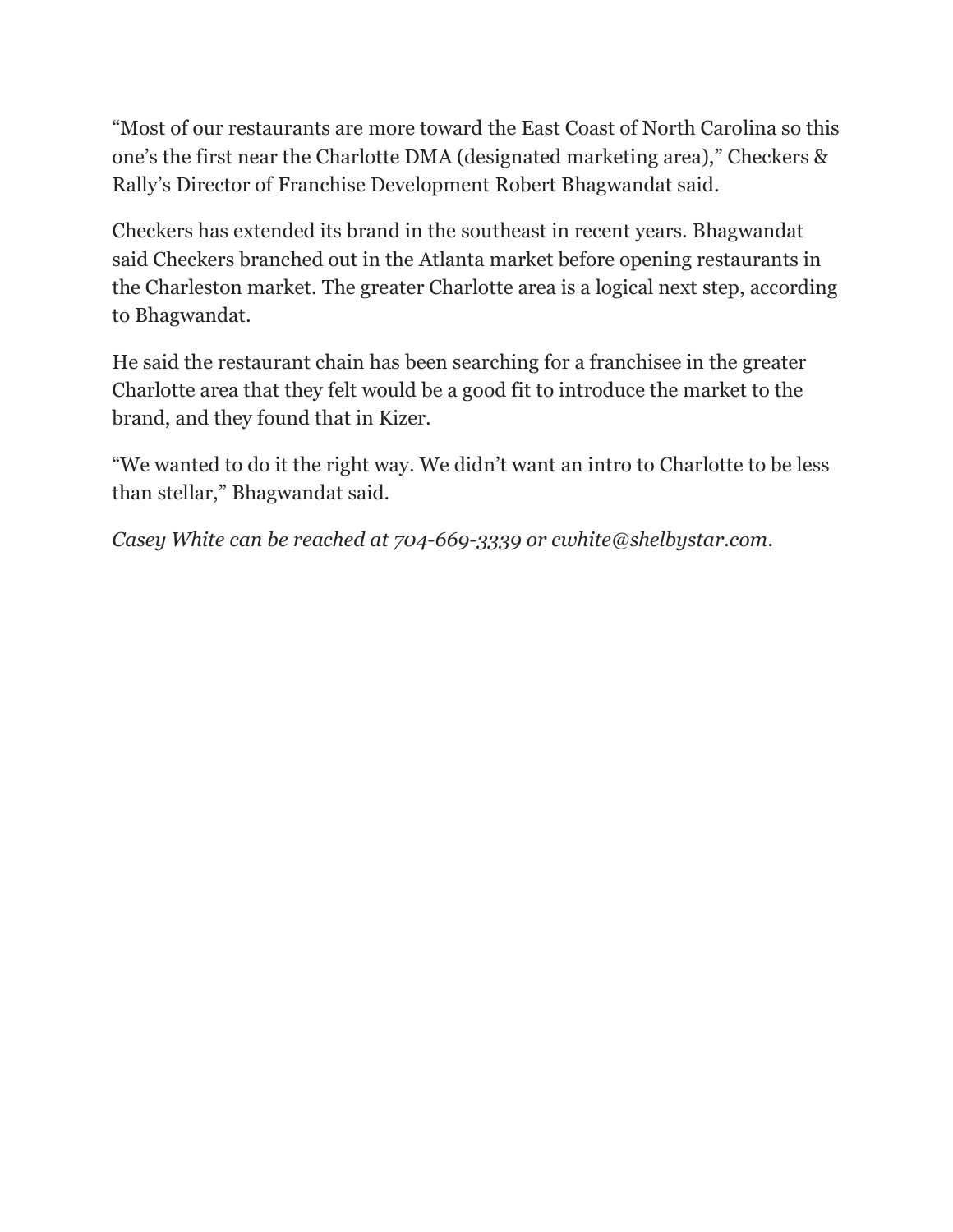"Most of our restaurants are more toward the East Coast of North Carolina so this one's the first near the Charlotte DMA (designated marketing area)," Checkers & Rally's Director of Franchise Development Robert Bhagwandat said.

Checkers has extended its brand in the southeast in recent years. Bhagwandat said Checkers branched out in the Atlanta market before opening restaurants in the Charleston market. The greater Charlotte area is a logical next step, according to Bhagwandat.

He said the restaurant chain has been searching for a franchisee in the greater Charlotte area that they felt would be a good fit to introduce the market to the brand, and they found that in Kizer.

"We wanted to do it the right way. We didn't want an intro to Charlotte to be less than stellar," Bhagwandat said.

*Casey White can be reached at 704-669-3339 or cwhite@shelbystar.com.*